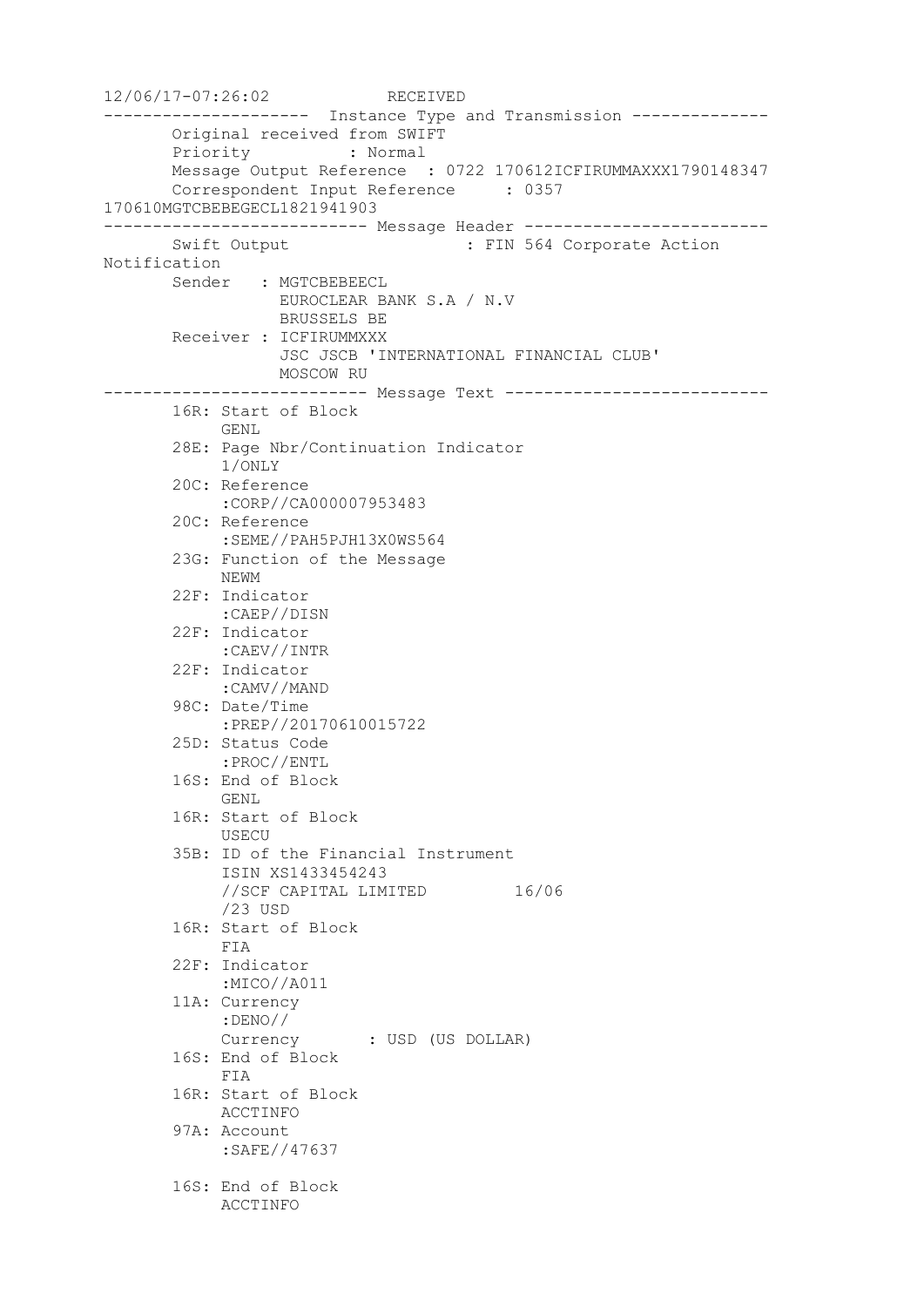```
12/06/17-07:26:02            RECEIVED
---------------------  Instance Type and Transmission --------------
       Original received from SWIFT
       Priority          : Normal
       Message Output Reference  : 0722 170612ICFIRUMMAXXX1790148347
       Correspondent Input Reference     : 0357
170610MGTCBEBEGECL1821941903
--------------------------- Message Header -------------------------
       Swift Output                  : FIN 564 Corporate Action
Notification
       Sender   : MGTCBEBEECL
                  EUROCLEAR BANK S.A / N.V
                  BRUSSELS BE
       Receiver : ICFIRUMMXXX
                  JSC JSCB 'INTERNATIONAL FINANCIAL CLUB'
                  MOSCOW RU
--------------------------- Message Text ---------------------------
       16R: Start of Block
            GENL
       28E: Page Nbr/Continuation Indicator
            1/ONLY
       20C: Reference
            :CORP//CA000007953483
       20C: Reference
            :SEME//PAH5PJH13X0WS564
       23G: Function of the Message
            NEWM
       22F: Indicator
            :CAEP//DISN
       22F: Indicator
            :CAEV//INTR
       22F: Indicator
            :CAMV//MAND
       98C: Date/Time
            :PREP//20170610015722
       25D: Status Code
            :PROC//ENTL
       16S: End of Block
            GENL
       16R: Start of Block
            USECU
       35B: ID of the Financial Instrument
            ISIN XS1433454243
            //SCF CAPITAL LIMITED         16/06
            /23 USD
       16R: Start of Block
            FIA
       22F: Indicator
            :MICO//A011
       11A: Currency
            :DENO//
            Currency       : USD (US DOLLAR)
       16S: End of Block
            FIA
       16R: Start of Block
            ACCTINFO
       97A: Account
            :SAFE//47637

       16S: End of Block
            ACCTINFO
```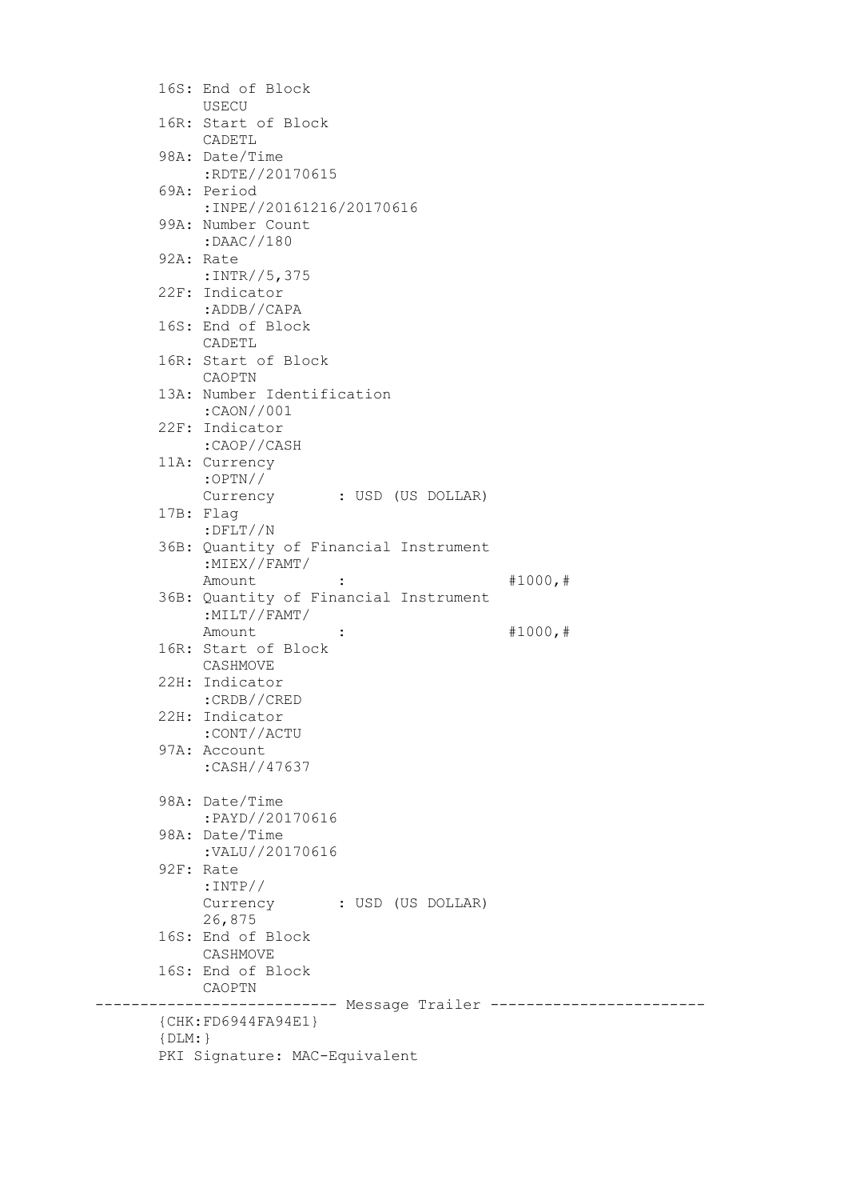```
        16S: End of Block
             USECU
        16R: Start of Block
             CADETL
        98A: Date/Time
             :RDTE//20170615
        69A: Period
             :INPE//20161216/20170616
        99A: Number Count
             :DAAC//180
        92A: Rate
             :INTR//5,375
        22F: Indicator
             :ADDB//CAPA
        16S: End of Block
             CADETL
        16R: Start of Block
             CAOPTN
        13A: Number Identification
             :CAON//001
        22F: Indicator
             :CAOP//CASH
        11A: Currency
             :OPTN//
             Currency       : USD (US DOLLAR)
        17B: Flag
             :DFLT//N
        36B: Quantity of Financial Instrument
             :MIEX//FAMT/
             Amount         :                  #1000,#
        36B: Quantity of Financial Instrument
             :MILT//FAMT/
             Amount         :                  #1000,#
        16R: Start of Block
             CASHMOVE
        22H: Indicator
             :CRDB//CRED
        22H: Indicator
             :CONT//ACTU
        97A: Account
             :CASH//47637

        98A: Date/Time
             :PAYD//20170616
        98A: Date/Time
             :VALU//20170616
        92F: Rate
             :INTP//
             Currency       : USD (US DOLLAR)
             26,875
        16S: End of Block
             CASHMOVE
        16S: End of Block
             CAOPTN
--------------------------- Message Trailer ------------------------
        {CHK:FD6944FA94E1}
        {DLM:}
        PKI Signature: MAC-Equivalent
```